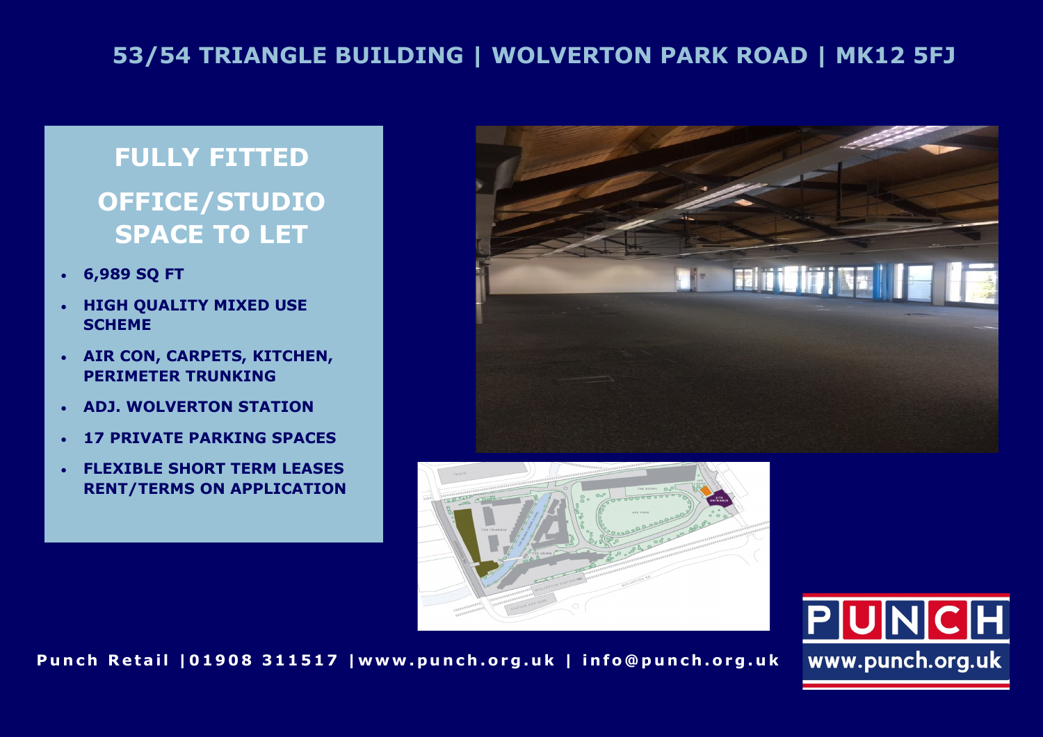# 53/54 TRIANGLE BUILDING | WOLVERTON PARK ROAD | MK12 5FJ

## FULLY FITTED OFFICE/STUDIO SPACE TO LET

- **6,989 SQ FT**
- **HIGH QUALITY MIXED USE SCHEME**
- **AIR CON, CARPETS, KITCHEN, PERIMETER TRUNKING**
- **ADJ. WOLVERTON STATION**
- **17 PRIVATE PARKING SPACES**
- **FLEXIBLE SHORT TERM LEASES RENT/TERMS ON APPLICATION**

**Punch Retail | 01908 311517 | www.punch.org.uk | info@punch.org.uk**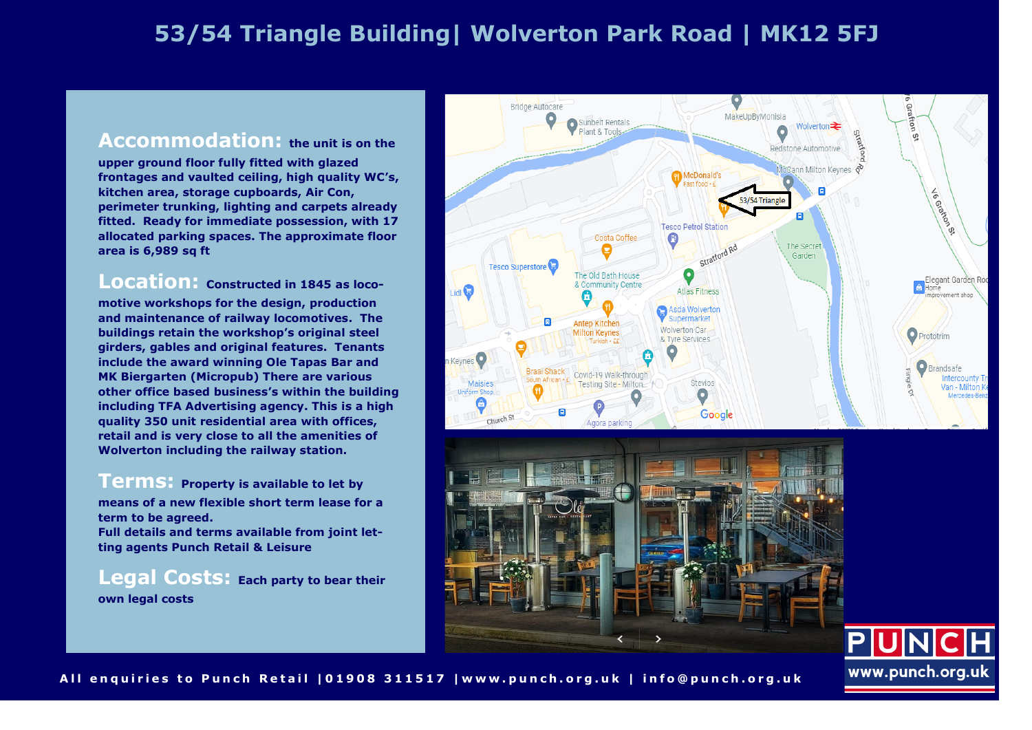# 53/54 Triangle Building| Wolverton Park Road | MK12 5FJ

**Accommodation:** **the unit is on the upper ground floor fully fitted with glazed frontages and vaulted ceiling, high quality WC's, kitchen area, storage cupboards, Air Con, perimeter trunking, lighting and carpets already fitted. Ready for immediate possession, with 17 allocated parking spaces. The approximate floor area is 6,989 sq ft**

**Location:** **Constructed in 1845 as locomotive workshops for the design, production and maintenance of railway locomotives. The buildings retain the workshop's original steel girders, gables and original features. Tenants include the award winning Ole Tapas Bar and MK Biergarten (Micropub) There are various other office based business's within the building including TFA Advertising agency. This is a high quality 350 unit residential area with offices, retail and is very close to all the amenities of Wolverton including the railway station.**

**Terms:** **Property is available to let by means of a new flexible short term lease for a term to be agreed.**
**Full details and terms available from joint letting agents Punch Retail & Leisure**

**Legal Costs:** **Each party to bear their own legal costs**

All enquiries to Punch Retail |01908 311517 |www.punch.org.uk | info@punch.org.uk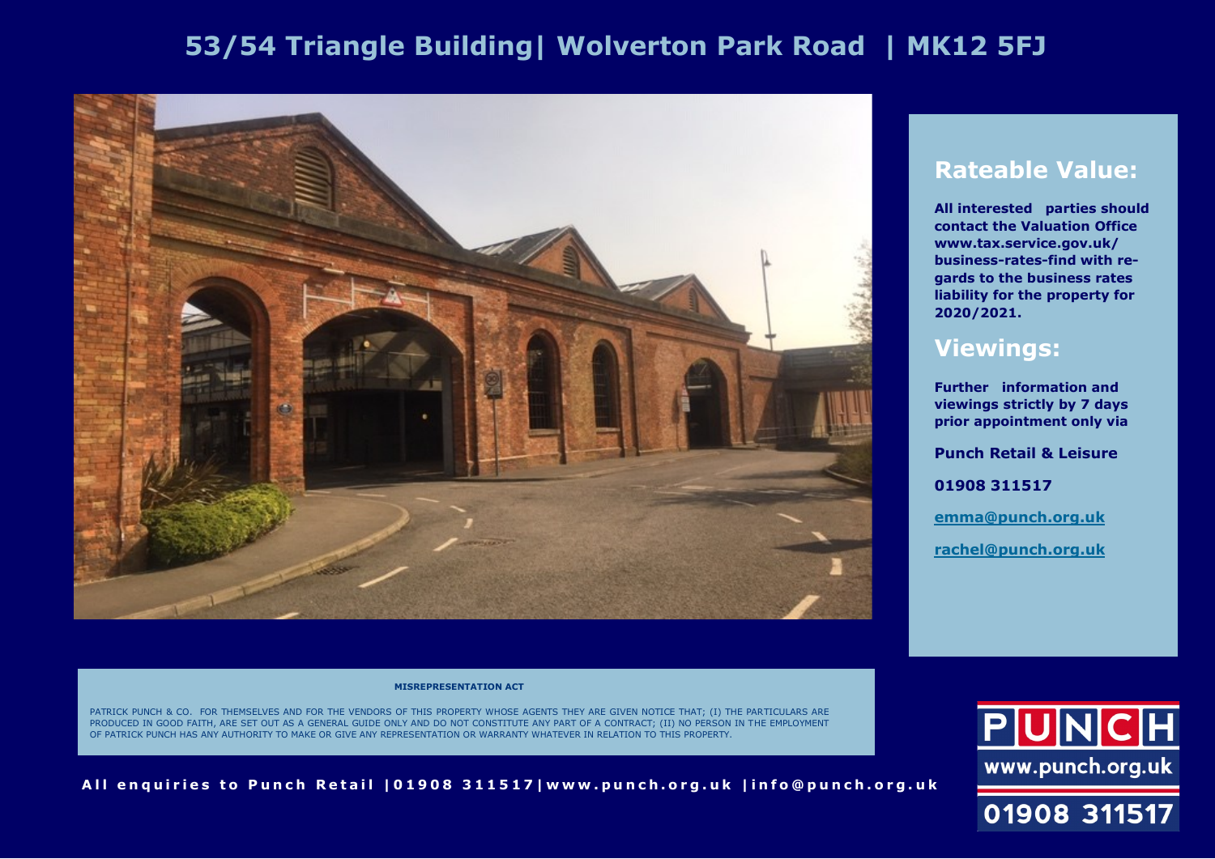# 53/54 Triangle Building| Wolverton Park Road | MK12 5FJ

## Rateable Value:

**All interested parties should contact the Valuation Office www.tax.service.gov.uk/business-rates-find with regards to the business rates liability for the property for 2020/2021.**

## Viewings:

**Further information and viewings strictly by 7 days prior appointment only via**

**Punch Retail & Leisure**

**01908 311517**

**emma@punch.org.uk**

**rachel@punch.org.uk**

**MISREPRESENTATION ACT**

PATRICK PUNCH & CO. FOR THEMSELVES AND FOR THE VENDORS OF THIS PROPERTY WHOSE AGENTS THEY ARE GIVEN NOTICE THAT; (I) THE PARTICULARS ARE PRODUCED IN GOOD FAITH, ARE SET OUT AS A GENERAL GUIDE ONLY AND DO NOT CONSTITUTE ANY PART OF A CONTRACT; (II) NO PERSON IN THE EMPLOYMENT OF PATRICK PUNCH HAS ANY AUTHORITY TO MAKE OR GIVE ANY REPRESENTATION OR WARRANTY WHATEVER IN RELATION TO THIS PROPERTY.

**All enquiries to Punch Retail |01908 311517|www.punch.org.uk |info@punch.org.uk**

PUNCH
www.punch.org.uk
01908 311517